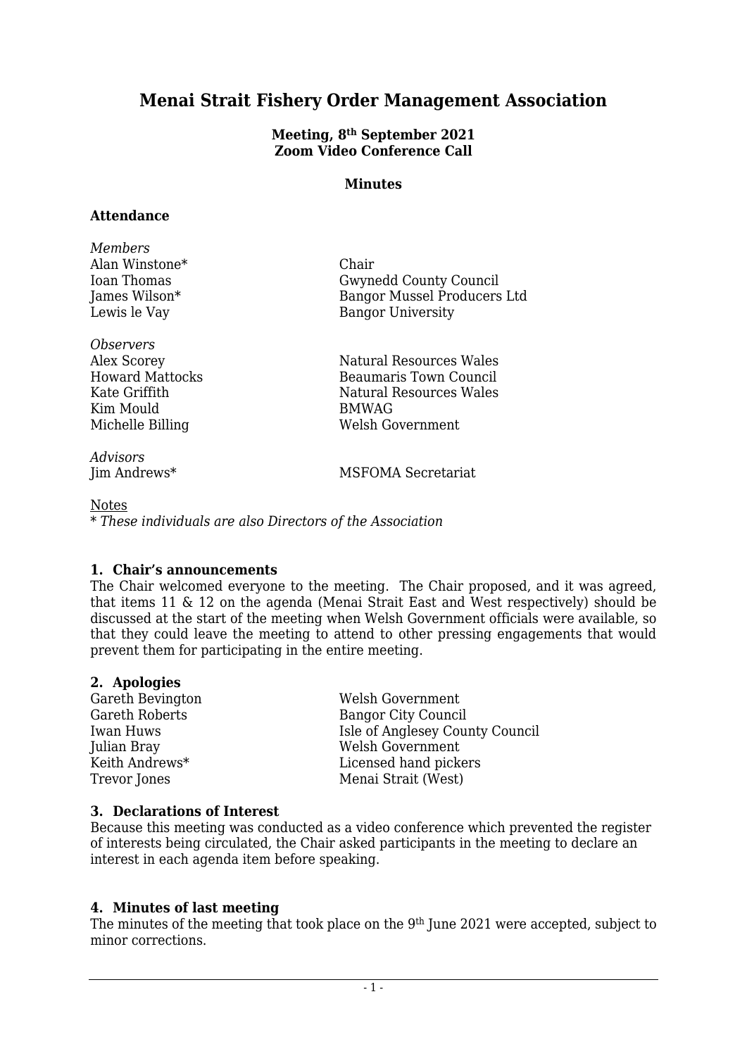# Menai Strait Fishery Order Management Association

**Meeting, 8th September 2021**
**Zoom Video Conference Call**

**Minutes**

**Attendance**

*Members*

| | |
|---|---|
| Alan Winstone* | Chair |
| Ioan Thomas | Gwynedd County Council |
| James Wilson* | Bangor Mussel Producers Ltd |
| Lewis le Vay | Bangor University |

*Observers*

| | |
|---|---|
| Alex Scorey | Natural Resources Wales |
| Howard Mattocks | Beaumaris Town Council |
| Kate Griffith | Natural Resources Wales |
| Kim Mould | BMWAG |
| Michelle Billing | Welsh Government |

*Advisors*

| | |
|---|---|
| Jim Andrews* | MSFOMA Secretariat |

Notes
\* *These individuals are also Directors of the Association*

### 1. Chair's announcements

The Chair welcomed everyone to the meeting. The Chair proposed, and it was agreed, that items 11 & 12 on the agenda (Menai Strait East and West respectively) should be discussed at the start of the meeting when Welsh Government officials were available, so that they could leave the meeting to attend to other pressing engagements that would prevent them for participating in the entire meeting.

### 2. Apologies

| | |
|---|---|
| Gareth Bevington | Welsh Government |
| Gareth Roberts | Bangor City Council |
| Iwan Huws | Isle of Anglesey County Council |
| Julian Bray | Welsh Government |
| Keith Andrews* | Licensed hand pickers |
| Trevor Jones | Menai Strait (West) |

### 3. Declarations of Interest

Because this meeting was conducted as a video conference which prevented the register of interests being circulated, the Chair asked participants in the meeting to declare an interest in each agenda item before speaking.

### 4. Minutes of last meeting

The minutes of the meeting that took place on the 9th June 2021 were accepted, subject to minor corrections.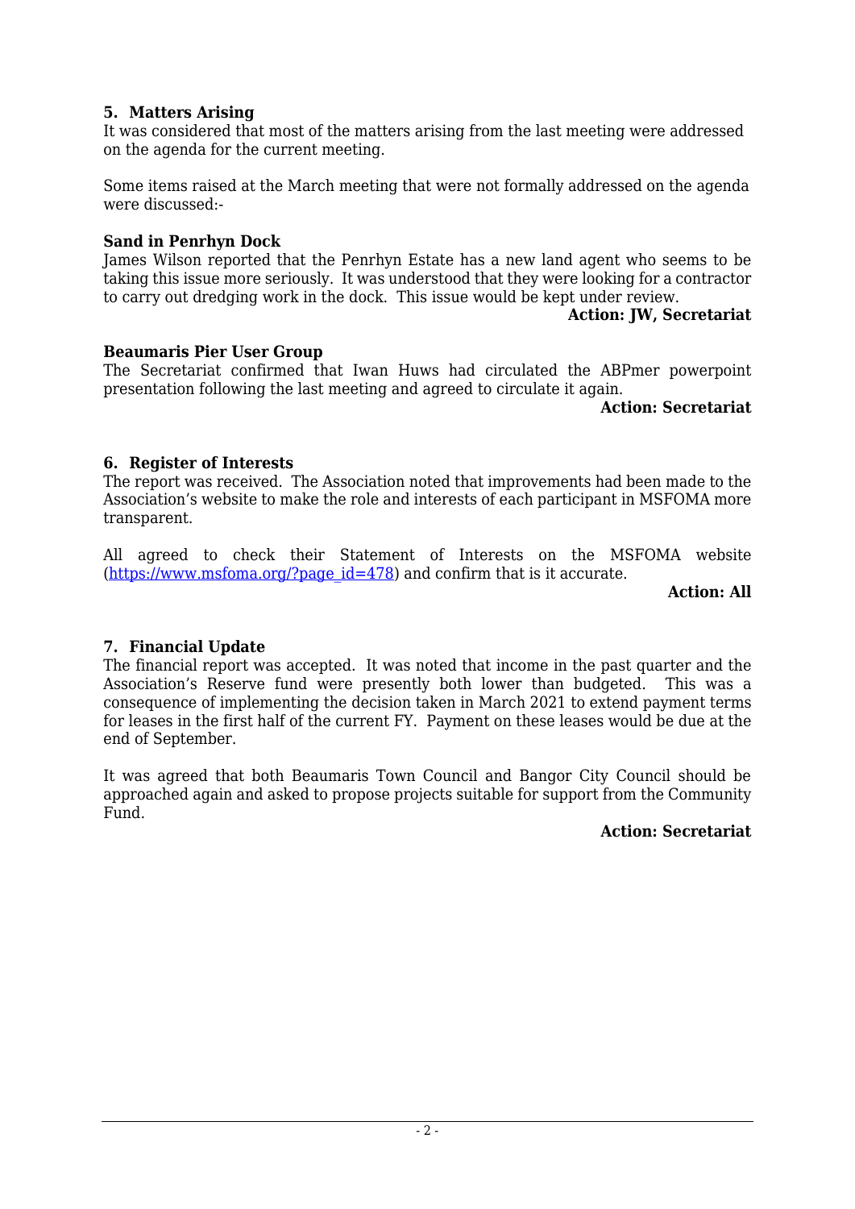## 5. Matters Arising

It was considered that most of the matters arising from the last meeting were addressed on the agenda for the current meeting.

Some items raised at the March meeting that were not formally addressed on the agenda were discussed:-

**Sand in Penrhyn Dock**

James Wilson reported that the Penrhyn Estate has a new land agent who seems to be taking this issue more seriously. It was understood that they were looking for a contractor to carry out dredging work in the dock. This issue would be kept under review.

**Action: JW, Secretariat**

**Beaumaris Pier User Group**

The Secretariat confirmed that Iwan Huws had circulated the ABPmer powerpoint presentation following the last meeting and agreed to circulate it again.

**Action: Secretariat**

## 6. Register of Interests

The report was received. The Association noted that improvements had been made to the Association's website to make the role and interests of each participant in MSFOMA more transparent.

All agreed to check their Statement of Interests on the MSFOMA website (https://www.msfoma.org/?page_id=478) and confirm that is it accurate.

**Action: All**

## 7. Financial Update

The financial report was accepted. It was noted that income in the past quarter and the Association's Reserve fund were presently both lower than budgeted. This was a consequence of implementing the decision taken in March 2021 to extend payment terms for leases in the first half of the current FY. Payment on these leases would be due at the end of September.

It was agreed that both Beaumaris Town Council and Bangor City Council should be approached again and asked to propose projects suitable for support from the Community Fund.

**Action: Secretariat**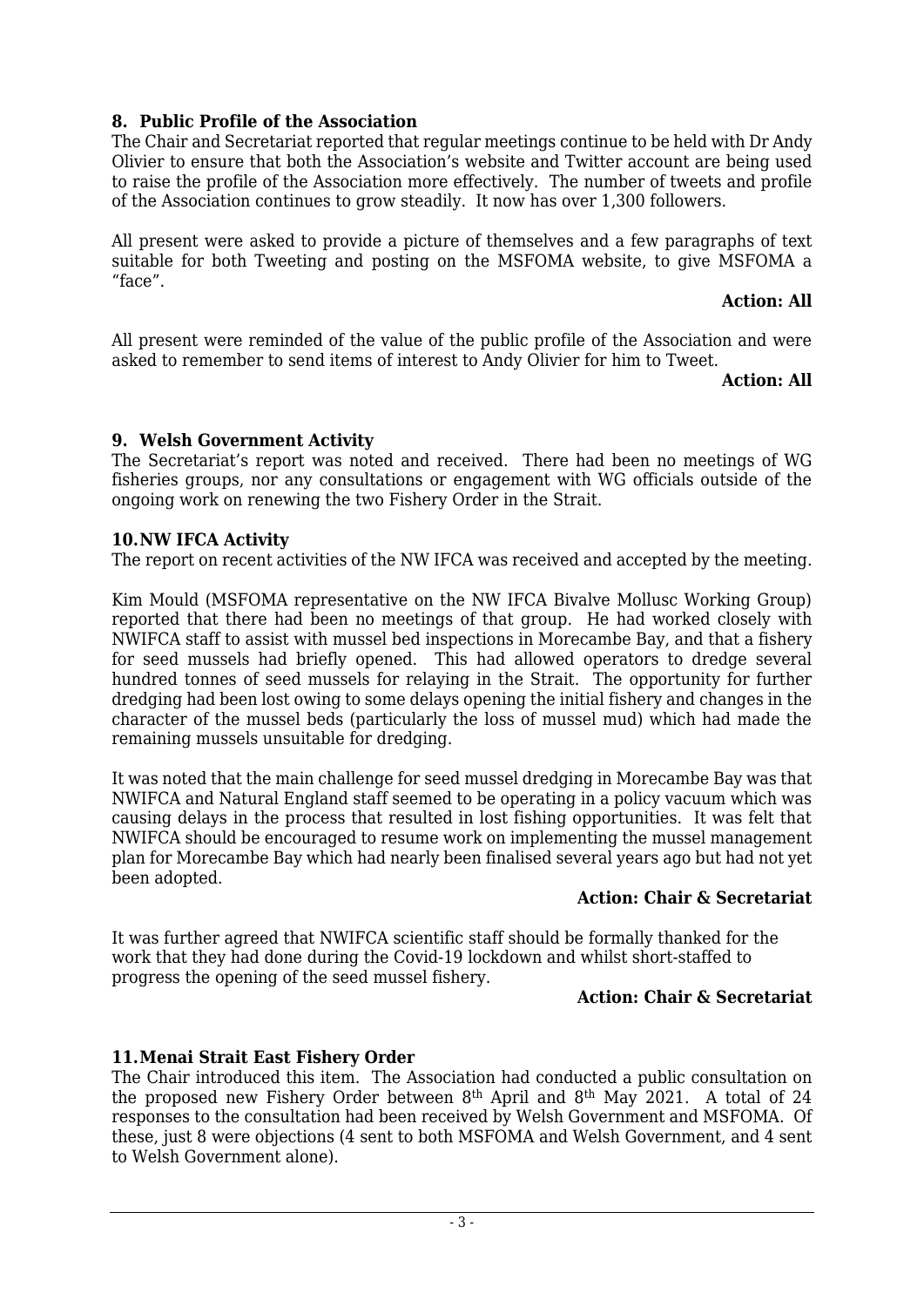## 8. Public Profile of the Association

The Chair and Secretariat reported that regular meetings continue to be held with Dr Andy Olivier to ensure that both the Association's website and Twitter account are being used to raise the profile of the Association more effectively. The number of tweets and profile of the Association continues to grow steadily. It now has over 1,300 followers.

All present were asked to provide a picture of themselves and a few paragraphs of text suitable for both Tweeting and posting on the MSFOMA website, to give MSFOMA a "face".

**Action: All**

All present were reminded of the value of the public profile of the Association and were asked to remember to send items of interest to Andy Olivier for him to Tweet.

**Action: All**

## 9. Welsh Government Activity

The Secretariat's report was noted and received. There had been no meetings of WG fisheries groups, nor any consultations or engagement with WG officials outside of the ongoing work on renewing the two Fishery Order in the Strait.

## 10. NW IFCA Activity

The report on recent activities of the NW IFCA was received and accepted by the meeting.

Kim Mould (MSFOMA representative on the NW IFCA Bivalve Mollusc Working Group) reported that there had been no meetings of that group. He had worked closely with NWIFCA staff to assist with mussel bed inspections in Morecambe Bay, and that a fishery for seed mussels had briefly opened. This had allowed operators to dredge several hundred tonnes of seed mussels for relaying in the Strait. The opportunity for further dredging had been lost owing to some delays opening the initial fishery and changes in the character of the mussel beds (particularly the loss of mussel mud) which had made the remaining mussels unsuitable for dredging.

It was noted that the main challenge for seed mussel dredging in Morecambe Bay was that NWIFCA and Natural England staff seemed to be operating in a policy vacuum which was causing delays in the process that resulted in lost fishing opportunities. It was felt that NWIFCA should be encouraged to resume work on implementing the mussel management plan for Morecambe Bay which had nearly been finalised several years ago but had not yet been adopted.

**Action: Chair & Secretariat**

It was further agreed that NWIFCA scientific staff should be formally thanked for the work that they had done during the Covid-19 lockdown and whilst short-staffed to progress the opening of the seed mussel fishery.

**Action: Chair & Secretariat**

## 11. Menai Strait East Fishery Order

The Chair introduced this item. The Association had conducted a public consultation on the proposed new Fishery Order between 8th April and 8th May 2021. A total of 24 responses to the consultation had been received by Welsh Government and MSFOMA. Of these, just 8 were objections (4 sent to both MSFOMA and Welsh Government, and 4 sent to Welsh Government alone).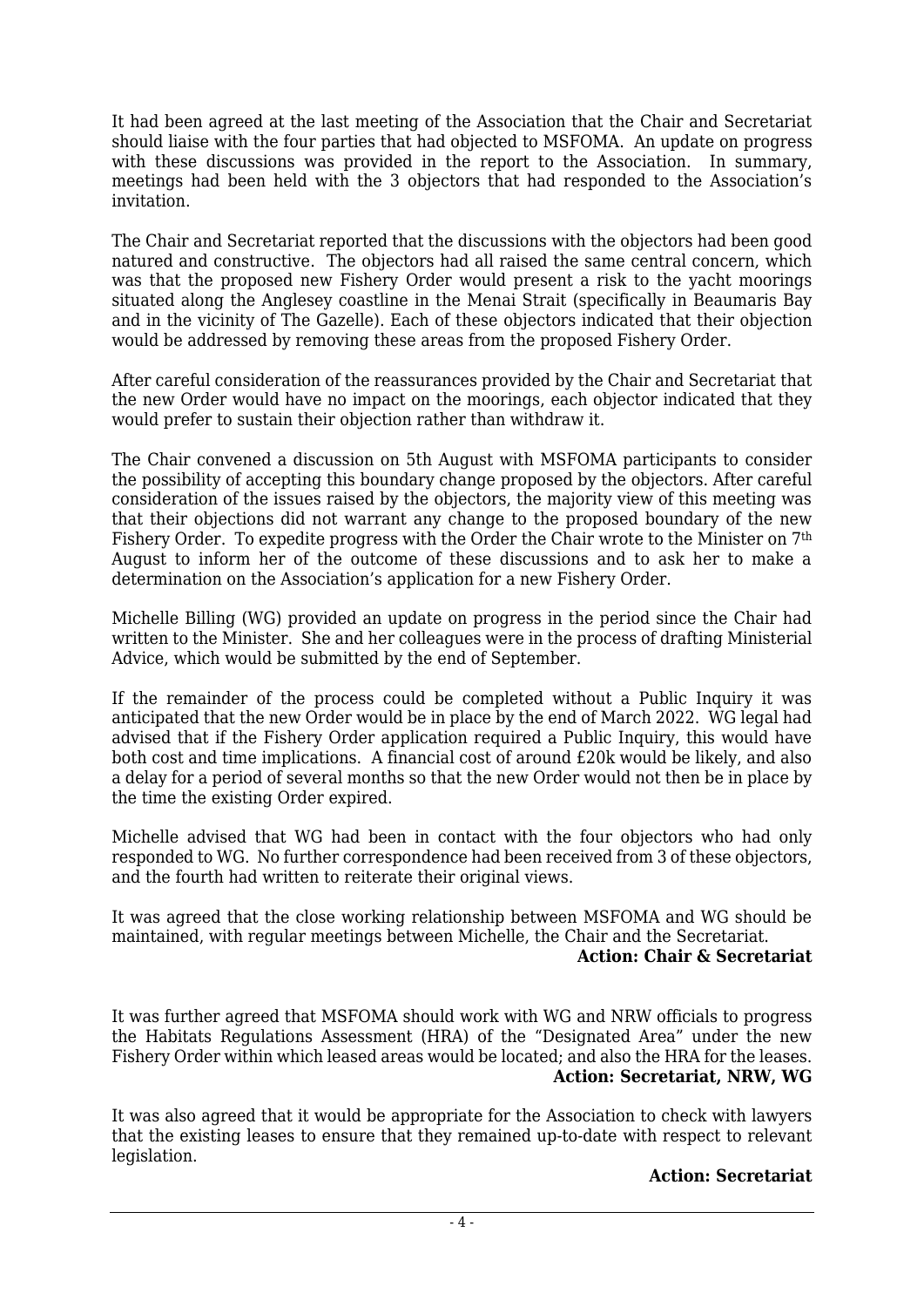It had been agreed at the last meeting of the Association that the Chair and Secretariat should liaise with the four parties that had objected to MSFOMA. An update on progress with these discussions was provided in the report to the Association. In summary, meetings had been held with the 3 objectors that had responded to the Association's invitation.

The Chair and Secretariat reported that the discussions with the objectors had been good natured and constructive. The objectors had all raised the same central concern, which was that the proposed new Fishery Order would present a risk to the yacht moorings situated along the Anglesey coastline in the Menai Strait (specifically in Beaumaris Bay and in the vicinity of The Gazelle). Each of these objectors indicated that their objection would be addressed by removing these areas from the proposed Fishery Order.

After careful consideration of the reassurances provided by the Chair and Secretariat that the new Order would have no impact on the moorings, each objector indicated that they would prefer to sustain their objection rather than withdraw it.

The Chair convened a discussion on 5th August with MSFOMA participants to consider the possibility of accepting this boundary change proposed by the objectors. After careful consideration of the issues raised by the objectors, the majority view of this meeting was that their objections did not warrant any change to the proposed boundary of the new Fishery Order. To expedite progress with the Order the Chair wrote to the Minister on 7th August to inform her of the outcome of these discussions and to ask her to make a determination on the Association's application for a new Fishery Order.

Michelle Billing (WG) provided an update on progress in the period since the Chair had written to the Minister. She and her colleagues were in the process of drafting Ministerial Advice, which would be submitted by the end of September.

If the remainder of the process could be completed without a Public Inquiry it was anticipated that the new Order would be in place by the end of March 2022. WG legal had advised that if the Fishery Order application required a Public Inquiry, this would have both cost and time implications. A financial cost of around £20k would be likely, and also a delay for a period of several months so that the new Order would not then be in place by the time the existing Order expired.

Michelle advised that WG had been in contact with the four objectors who had only responded to WG. No further correspondence had been received from 3 of these objectors, and the fourth had written to reiterate their original views.

It was agreed that the close working relationship between MSFOMA and WG should be maintained, with regular meetings between Michelle, the Chair and the Secretariat.

**Action: Chair & Secretariat**

It was further agreed that MSFOMA should work with WG and NRW officials to progress the Habitats Regulations Assessment (HRA) of the "Designated Area" under the new Fishery Order within which leased areas would be located; and also the HRA for the leases.

**Action: Secretariat, NRW, WG**

It was also agreed that it would be appropriate for the Association to check with lawyers that the existing leases to ensure that they remained up-to-date with respect to relevant legislation.

**Action: Secretariat**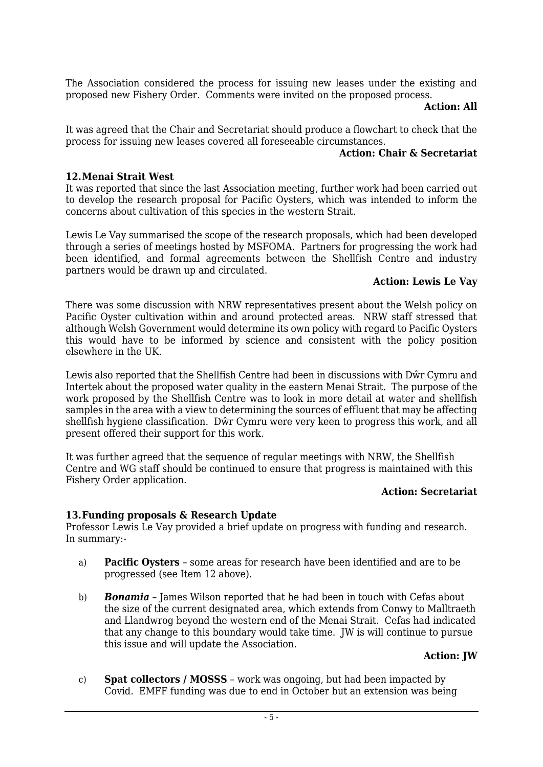The Association considered the process for issuing new leases under the existing and proposed new Fishery Order. Comments were invited on the proposed process.

**Action: All**

It was agreed that the Chair and Secretariat should produce a flowchart to check that the process for issuing new leases covered all foreseeable circumstances.

**Action: Chair & Secretariat**

### 12. Menai Strait West

It was reported that since the last Association meeting, further work had been carried out to develop the research proposal for Pacific Oysters, which was intended to inform the concerns about cultivation of this species in the western Strait.

Lewis Le Vay summarised the scope of the research proposals, which had been developed through a series of meetings hosted by MSFOMA. Partners for progressing the work had been identified, and formal agreements between the Shellfish Centre and industry partners would be drawn up and circulated.

**Action: Lewis Le Vay**

There was some discussion with NRW representatives present about the Welsh policy on Pacific Oyster cultivation within and around protected areas. NRW staff stressed that although Welsh Government would determine its own policy with regard to Pacific Oysters this would have to be informed by science and consistent with the policy position elsewhere in the UK.

Lewis also reported that the Shellfish Centre had been in discussions with Dŵr Cymru and Intertek about the proposed water quality in the eastern Menai Strait. The purpose of the work proposed by the Shellfish Centre was to look in more detail at water and shellfish samples in the area with a view to determining the sources of effluent that may be affecting shellfish hygiene classification. Dŵr Cymru were very keen to progress this work, and all present offered their support for this work.

It was further agreed that the sequence of regular meetings with NRW, the Shellfish Centre and WG staff should be continued to ensure that progress is maintained with this Fishery Order application.

**Action: Secretariat**

### 13. Funding proposals & Research Update

Professor Lewis Le Vay provided a brief update on progress with funding and research. In summary:-

a) **Pacific Oysters** – some areas for research have been identified and are to be progressed (see Item 12 above).

b) ***Bonamia*** – James Wilson reported that he had been in touch with Cefas about the size of the current designated area, which extends from Conwy to Malltraeth and Llandwrog beyond the western end of the Menai Strait. Cefas had indicated that any change to this boundary would take time. JW is will continue to pursue this issue and will update the Association.

**Action: JW**

c) **Spat collectors / MOSSS** – work was ongoing, but had been impacted by Covid. EMFF funding was due to end in October but an extension was being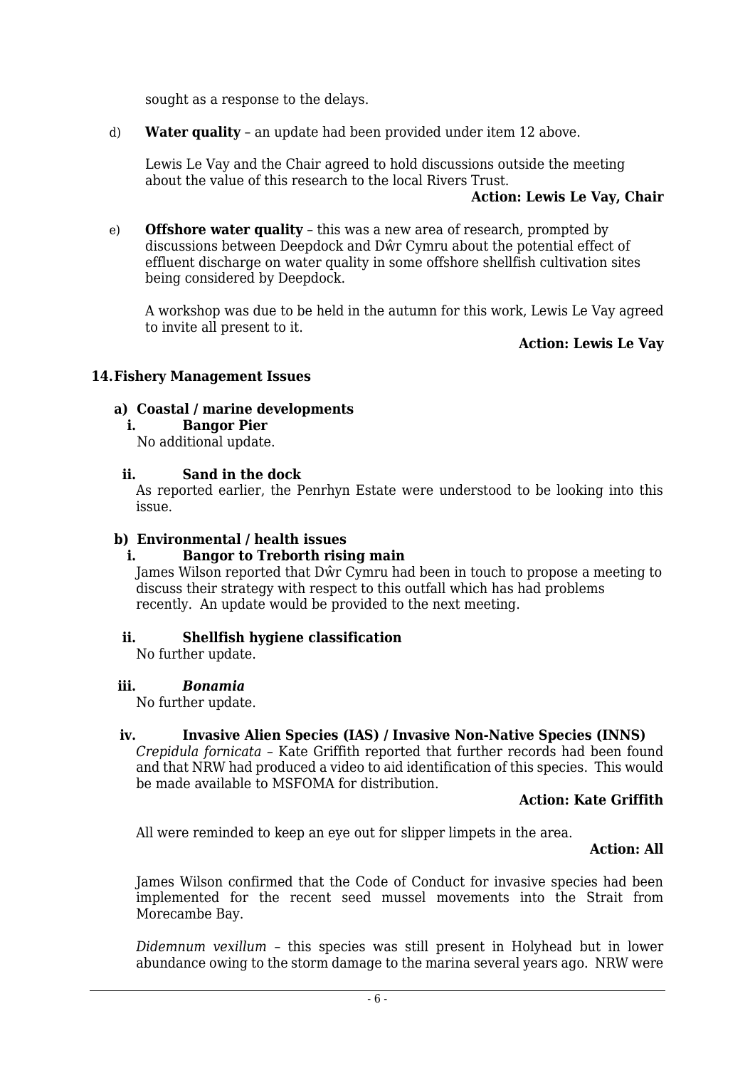sought as a response to the delays.

d) **Water quality** – an update had been provided under item 12 above.

Lewis Le Vay and the Chair agreed to hold discussions outside the meeting about the value of this research to the local Rivers Trust.

**Action: Lewis Le Vay, Chair**

e) **Offshore water quality** – this was a new area of research, prompted by discussions between Deepdock and Dŵr Cymru about the potential effect of effluent discharge on water quality in some offshore shellfish cultivation sites being considered by Deepdock.

A workshop was due to be held in the autumn for this work, Lewis Le Vay agreed to invite all present to it.

**Action: Lewis Le Vay**

## 14. Fishery Management Issues

### a) Coastal / marine developments

**i. Bangor Pier**

No additional update.

**ii. Sand in the dock**

As reported earlier, the Penrhyn Estate were understood to be looking into this issue.

### b) Environmental / health issues

**i. Bangor to Treborth rising main**

James Wilson reported that Dŵr Cymru had been in touch to propose a meeting to discuss their strategy with respect to this outfall which has had problems recently. An update would be provided to the next meeting.

**ii. Shellfish hygiene classification**

No further update.

**iii. *Bonamia***

No further update.

**iv. Invasive Alien Species (IAS) / Invasive Non-Native Species (INNS)**

*Crepidula fornicata* – Kate Griffith reported that further records had been found and that NRW had produced a video to aid identification of this species. This would be made available to MSFOMA for distribution.

**Action: Kate Griffith**

All were reminded to keep an eye out for slipper limpets in the area.

**Action: All**

James Wilson confirmed that the Code of Conduct for invasive species had been implemented for the recent seed mussel movements into the Strait from Morecambe Bay.

*Didemnum vexillum* – this species was still present in Holyhead but in lower abundance owing to the storm damage to the marina several years ago. NRW were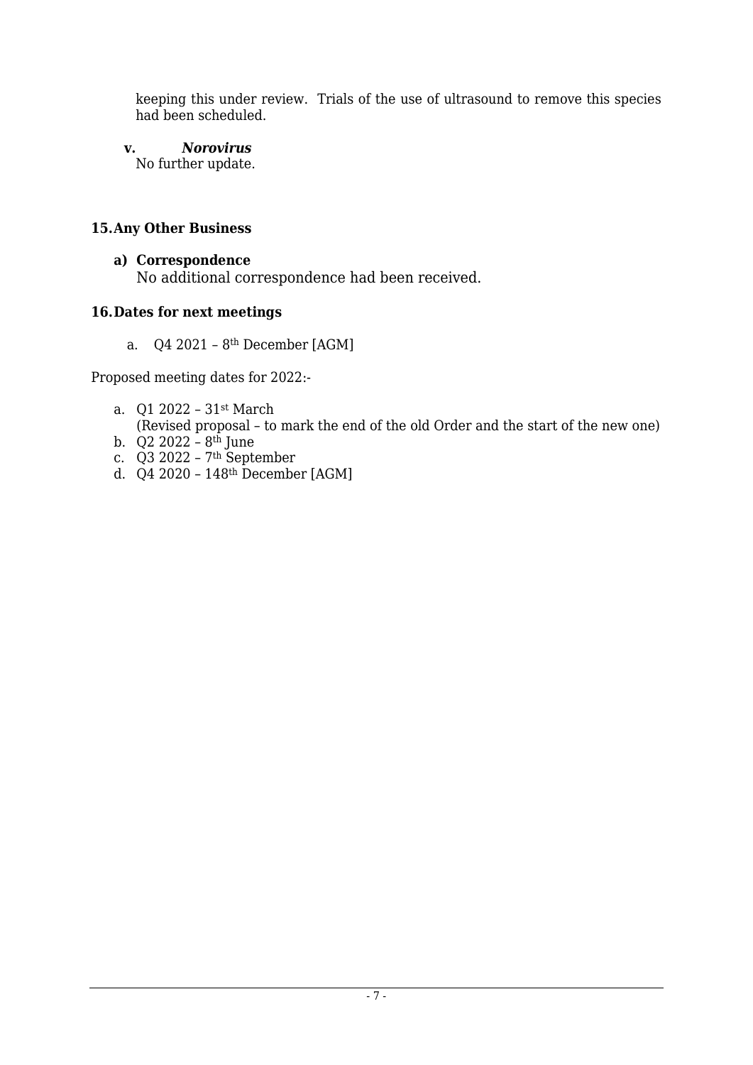keeping this under review. Trials of the use of ultrasound to remove this species had been scheduled.

**v.** ***Norovirus***
No further update.

## 15. Any Other Business

**a) Correspondence**
No additional correspondence had been received.

## 16. Dates for next meetings

a. Q4 2021 – 8th December [AGM]

Proposed meeting dates for 2022:-

a. Q1 2022 – 31st March
   (Revised proposal – to mark the end of the old Order and the start of the new one)
b. Q2 2022 – 8th June
c. Q3 2022 – 7th September
d. Q4 2020 – 148th December [AGM]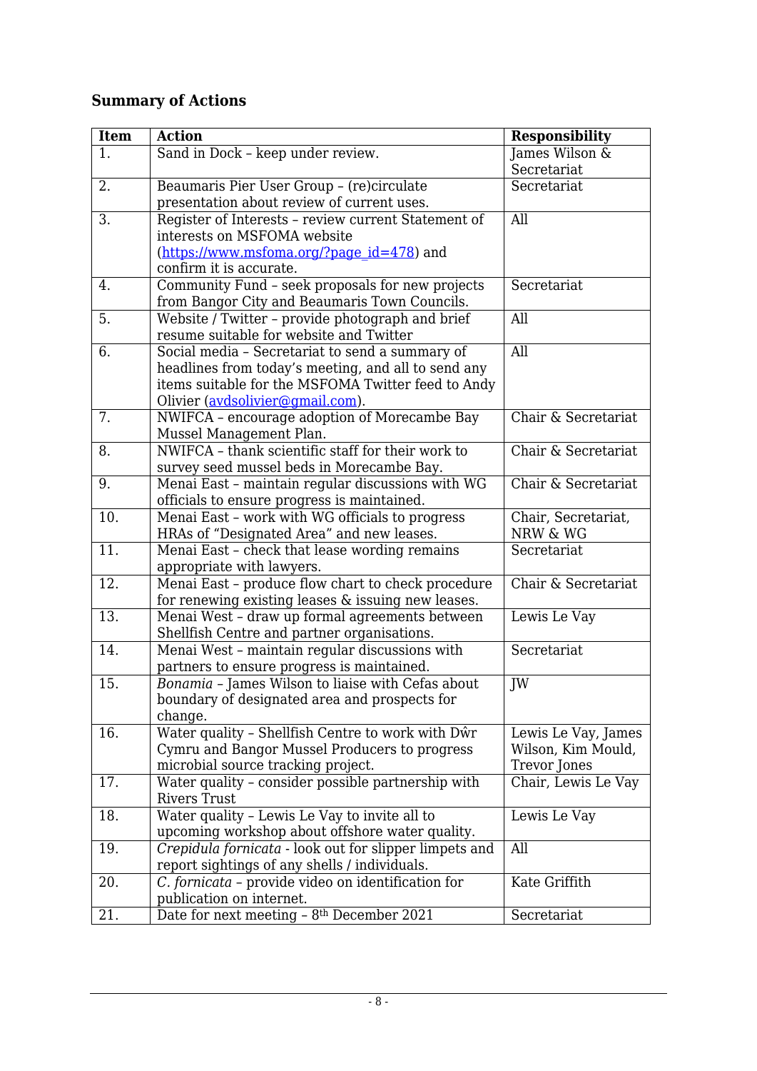## Summary of Actions

| Item | Action | Responsibility |
|---|---|---|
| 1. | Sand in Dock – keep under review. | James Wilson & Secretariat |
| 2. | Beaumaris Pier User Group – (re)circulate presentation about review of current uses. | Secretariat |
| 3. | Register of Interests – review current Statement of interests on MSFOMA website ([https://www.msfoma.org/?page_id=478](https://www.msfoma.org/?page_id=478)) and confirm it is accurate. | All |
| 4. | Community Fund – seek proposals for new projects from Bangor City and Beaumaris Town Councils. | Secretariat |
| 5. | Website / Twitter – provide photograph and brief resume suitable for website and Twitter | All |
| 6. | Social media – Secretariat to send a summary of headlines from today's meeting, and all to send any items suitable for the MSFOMA Twitter feed to Andy Olivier ([avdsolivier@gmail.com](mailto:avdsolivier@gmail.com)). | All |
| 7. | NWIFCA – encourage adoption of Morecambe Bay Mussel Management Plan. | Chair & Secretariat |
| 8. | NWIFCA – thank scientific staff for their work to survey seed mussel beds in Morecambe Bay. | Chair & Secretariat |
| 9. | Menai East – maintain regular discussions with WG officials to ensure progress is maintained. | Chair & Secretariat |
| 10. | Menai East – work with WG officials to progress HRAs of "Designated Area" and new leases. | Chair, Secretariat, NRW & WG |
| 11. | Menai East – check that lease wording remains appropriate with lawyers. | Secretariat |
| 12. | Menai East – produce flow chart to check procedure for renewing existing leases & issuing new leases. | Chair & Secretariat |
| 13. | Menai West – draw up formal agreements between Shellfish Centre and partner organisations. | Lewis Le Vay |
| 14. | Menai West – maintain regular discussions with partners to ensure progress is maintained. | Secretariat |
| 15. | *Bonamia* – James Wilson to liaise with Cefas about boundary of designated area and prospects for change. | JW |
| 16. | Water quality – Shellfish Centre to work with Dŵr Cymru and Bangor Mussel Producers to progress microbial source tracking project. | Lewis Le Vay, James Wilson, Kim Mould, Trevor Jones |
| 17. | Water quality – consider possible partnership with Rivers Trust | Chair, Lewis Le Vay |
| 18. | Water quality – Lewis Le Vay to invite all to upcoming workshop about offshore water quality. | Lewis Le Vay |
| 19. | *Crepidula fornicata* - look out for slipper limpets and report sightings of any shells / individuals. | All |
| 20. | *C. fornicata* – provide video on identification for publication on internet. | Kate Griffith |
| 21. | Date for next meeting – 8th December 2021 | Secretariat |